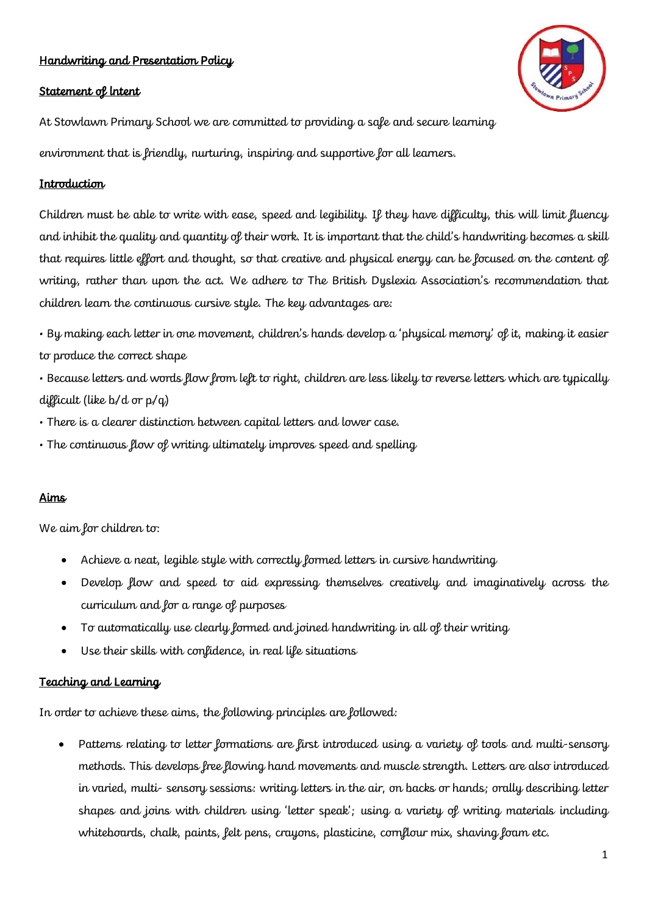## Handwriting and Presentation Policy

### Statement of Intent

At Stowlawn Primary School we are committed to providing a safe and secure learning environment that is friendly, nurturing, inspiring and supportive for all learners.

### Introduction

Children must be able to write with ease, speed and legibility. If they have difficulty, this will limit fluency and inhibit the quality and quantity of their work. It is important that the child's handwriting becomes a skill that requires little effort and thought, so that creative and physical energy can be focused on the content of writing, rather than upon the act. We adhere to The British Dyslexia Association's recommendation that children learn the continuous cursive style. The key advantages are:

• By making each letter in one movement, children's hands develop a 'physical memory' of it, making it easier to produce the correct shape

• Because letters and words flow from left to right, children are less likely to reverse letters which are typically difficult (like b/d or p/q)

• There is a clearer distinction between capital letters and lower case.

• The continuous flow of writing ultimately improves speed and spelling

### Aims

We aim for children to:

- Achieve a neat, legible style with correctly formed letters in cursive handwriting
- Develop flow and speed to aid expressing themselves creatively and imaginatively across the curriculum and for a range of purposes
- To automatically use clearly formed and joined handwriting in all of their writing
- Use their skills with confidence, in real life situations

### Teaching and Learning

In order to achieve these aims, the following principles are followed:

- Patterns relating to letter formations are first introduced using a variety of tools and multi-sensory methods. This develops free flowing hand movements and muscle strength. Letters are also introduced in varied, multi- sensory sessions: writing letters in the air, on backs or hands; orally describing letter shapes and joins with children using 'letter speak'; using a variety of writing materials including whiteboards, chalk, paints, felt pens, crayons, plasticine, cornflour mix, shaving foam etc.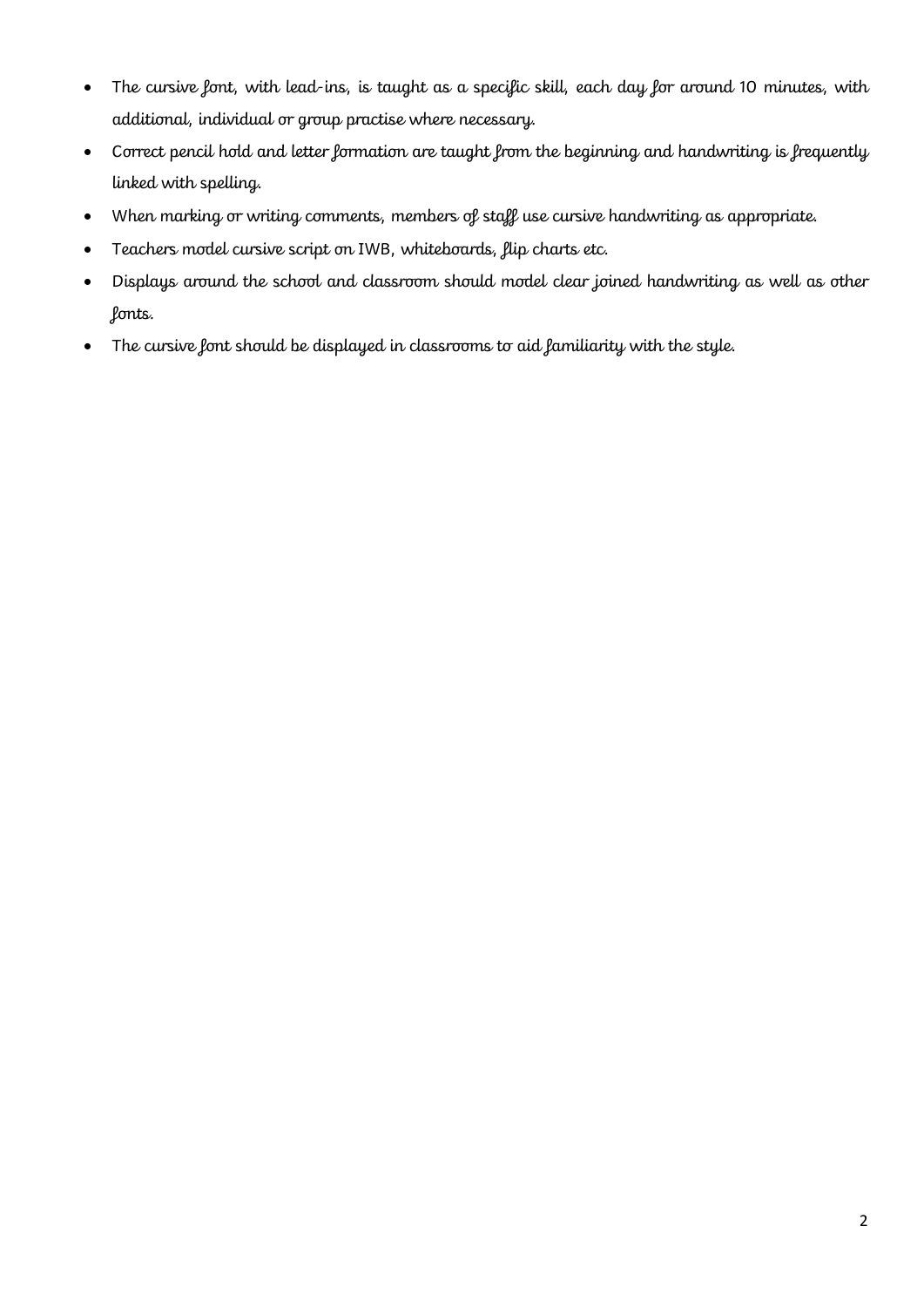- The cursive font, with lead-ins, is taught as a specific skill, each day for around 10 minutes, with additional, individual or group practise where necessary.
- Correct pencil hold and letter formation are taught from the beginning and handwriting is frequently linked with spelling.
- When marking or writing comments, members of staff use cursive handwriting as appropriate.
- Teachers model cursive script on IWB, whiteboards, flip charts etc.
- Displays around the school and classroom should model clear joined handwriting as well as other fonts.
- The cursive font should be displayed in classrooms to aid familiarity with the style.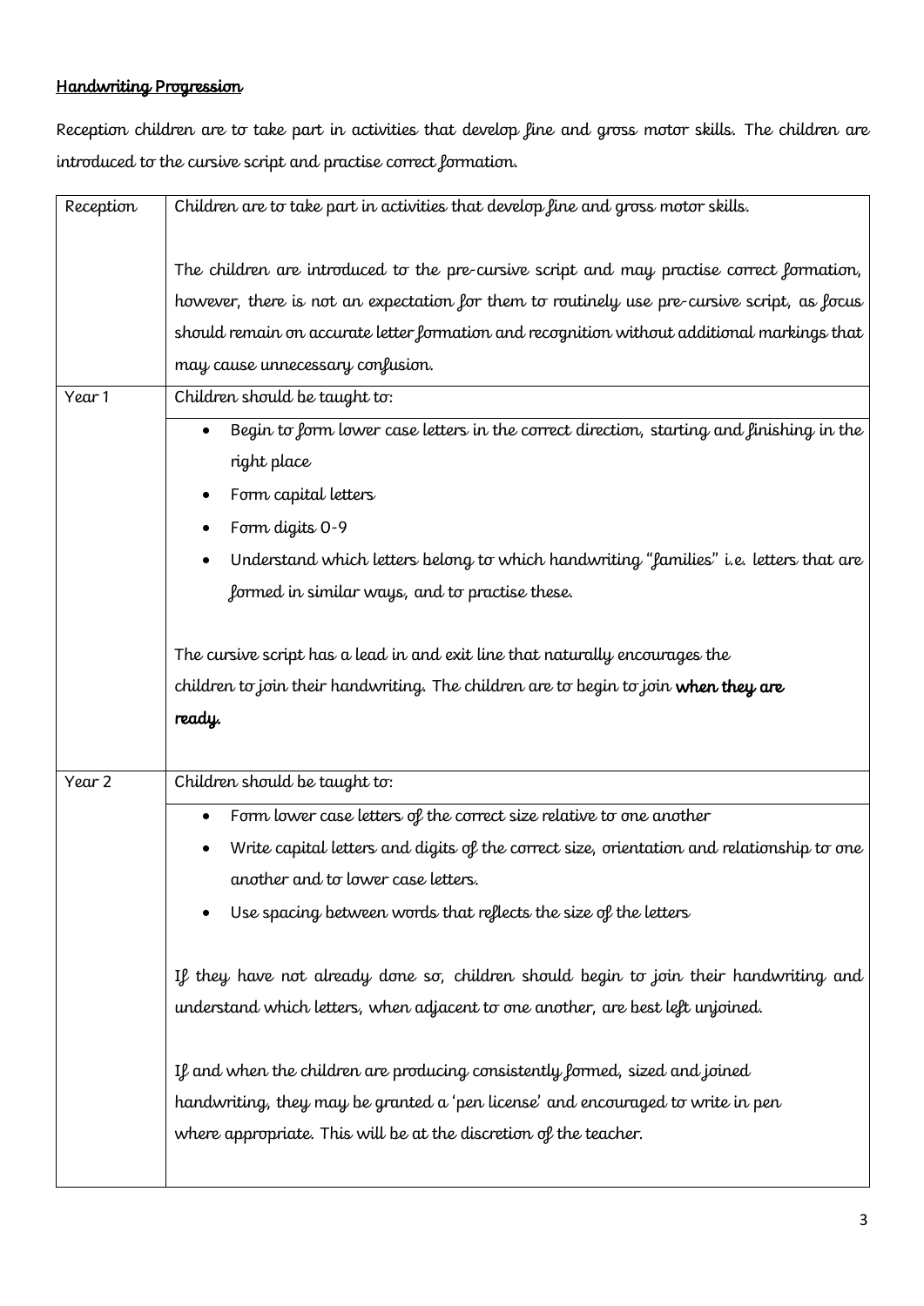## Handwriting Progression

Reception children are to take part in activities that develop fine and gross motor skills. The children are introduced to the cursive script and practise correct formation.

| | |
|---|---|
| Reception | Children are to take part in activities that develop fine and gross motor skills.<br><br>The children are introduced to the pre-cursive script and may practise correct formation, however, there is not an expectation for them to routinely use pre-cursive script, as focus should remain on accurate letter formation and recognition without additional markings that may cause unnecessary confusion. |
| Year 1 | Children should be taught to:<br>• Begin to form lower case letters in the correct direction, starting and finishing in the right place<br>• Form capital letters<br>• Form digits 0-9<br>• Understand which letters belong to which handwriting "families" i.e. letters that are formed in similar ways, and to practise these.<br><br>The cursive script has a lead in and exit line that naturally encourages the children to join their handwriting. The children are to begin to join **when they are ready.** |
| Year 2 | Children should be taught to:<br>• Form lower case letters of the correct size relative to one another<br>• Write capital letters and digits of the correct size, orientation and relationship to one another and to lower case letters.<br>• Use spacing between words that reflects the size of the letters<br><br>If they have not already done so, children should begin to join their handwriting and understand which letters, when adjacent to one another, are best left unjoined.<br><br>If and when the children are producing consistently formed, sized and joined handwriting, they may be granted a 'pen license' and encouraged to write in pen where appropriate. This will be at the discretion of the teacher. |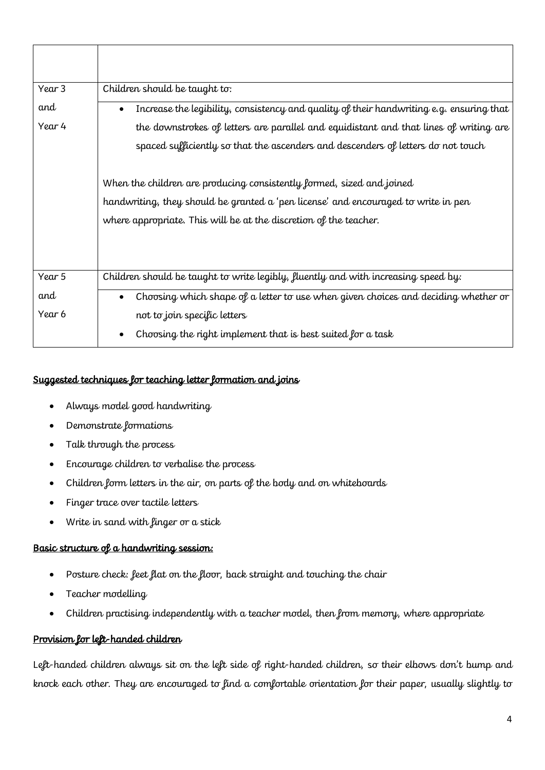| | |
|---|---|
| Year 3 and Year 4 | Children should be taught to:<br>• Increase the legibility, consistency and quality of their handwriting e.g. ensuring that the downstrokes of letters are parallel and equidistant and that lines of writing are spaced sufficiently so that the ascenders and descenders of letters do not touch<br><br>When the children are producing consistently formed, sized and joined handwriting, they should be granted a 'pen license' and encouraged to write in pen where appropriate. This will be at the discretion of the teacher. |
| Year 5 and Year 6 | Children should be taught to write legibly, fluently and with increasing speed by:<br>• Choosing which shape of a letter to use when given choices and deciding whether or not to join specific letters<br>• Choosing the right implement that is best suited for a task |

**Suggested techniques for teaching letter formation and joins**

- Always model good handwriting
- Demonstrate formations
- Talk through the process
- Encourage children to verbalise the process
- Children form letters in the air, on parts of the body and on whiteboards
- Finger trace over tactile letters
- Write in sand with finger or a stick

**Basic structure of a handwriting session:**

- Posture check: feet flat on the floor, back straight and touching the chair
- Teacher modelling
- Children practising independently with a teacher model, then from memory, where appropriate

**Provision for left-handed children**

Left-handed children always sit on the left side of right-handed children, so their elbows don't bump and knock each other. They are encouraged to find a comfortable orientation for their paper, usually slightly to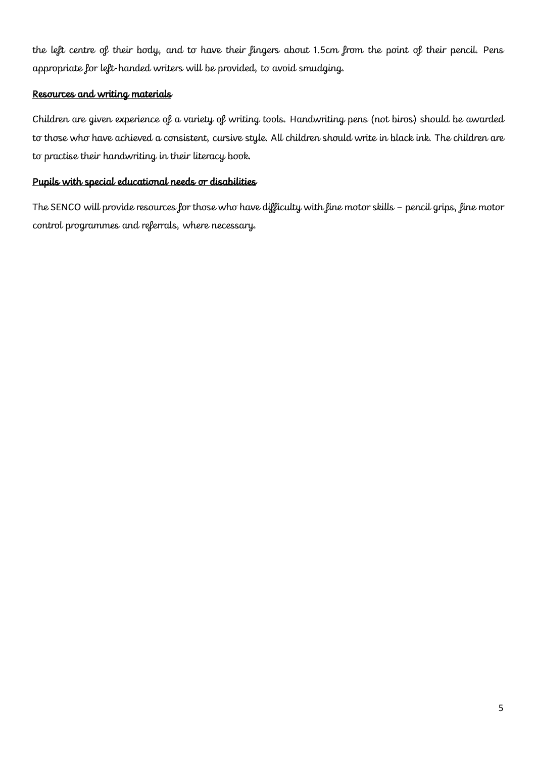the left centre of their body, and to have their fingers about 1.5cm from the point of their pencil. Pens appropriate for left-handed writers will be provided, to avoid smudging.

## Resources and writing materials

Children are given experience of a variety of writing tools. Handwriting pens (not biros) should be awarded to those who have achieved a consistent, cursive style. All children should write in black ink. The children are to practise their handwriting in their literacy book.

## Pupils with special educational needs or disabilities

The SENCO will provide resources for those who have difficulty with fine motor skills – pencil grips, fine motor control programmes and referrals, where necessary.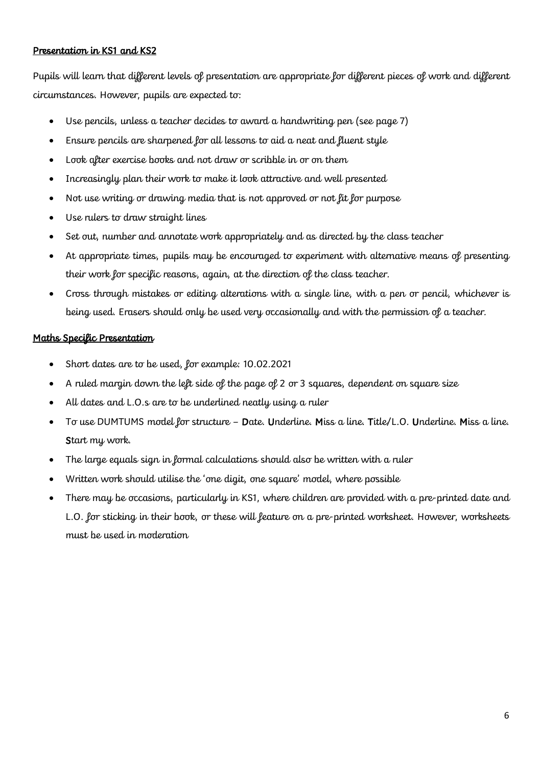## Presentation in KS1 and KS2

Pupils will learn that different levels of presentation are appropriate for different pieces of work and different circumstances. However, pupils are expected to:

- Use pencils, unless a teacher decides to award a handwriting pen (see page 7)
- Ensure pencils are sharpened for all lessons to aid a neat and fluent style
- Look after exercise books and not draw or scribble in or on them
- Increasingly plan their work to make it look attractive and well presented
- Not use writing or drawing media that is not approved or not fit for purpose
- Use rulers to draw straight lines
- Set out, number and annotate work appropriately and as directed by the class teacher
- At appropriate times, pupils may be encouraged to experiment with alternative means of presenting their work for specific reasons, again, at the direction of the class teacher.
- Cross through mistakes or editing alterations with a single line, with a pen or pencil, whichever is being used. Erasers should only be used very occasionally and with the permission of a teacher.

## Maths Specific Presentation

- Short dates are to be used, for example: 10.02.2021
- A ruled margin down the left side of the page of 2 or 3 squares, dependent on square size
- All dates and L.O.s are to be underlined neatly using a ruler
- To use DUMTUMS model for structure – **D**ate. **U**nderline. **M**iss a line. **T**itle/L.O. **U**nderline. **M**iss a line. **S**tart my work.
- The large equals sign in formal calculations should also be written with a ruler
- Written work should utilise the 'one digit, one square' model, where possible
- There may be occasions, particularly in KS1, where children are provided with a pre-printed date and L.O. for sticking in their book, or these will feature on a pre-printed worksheet. However, worksheets must be used in moderation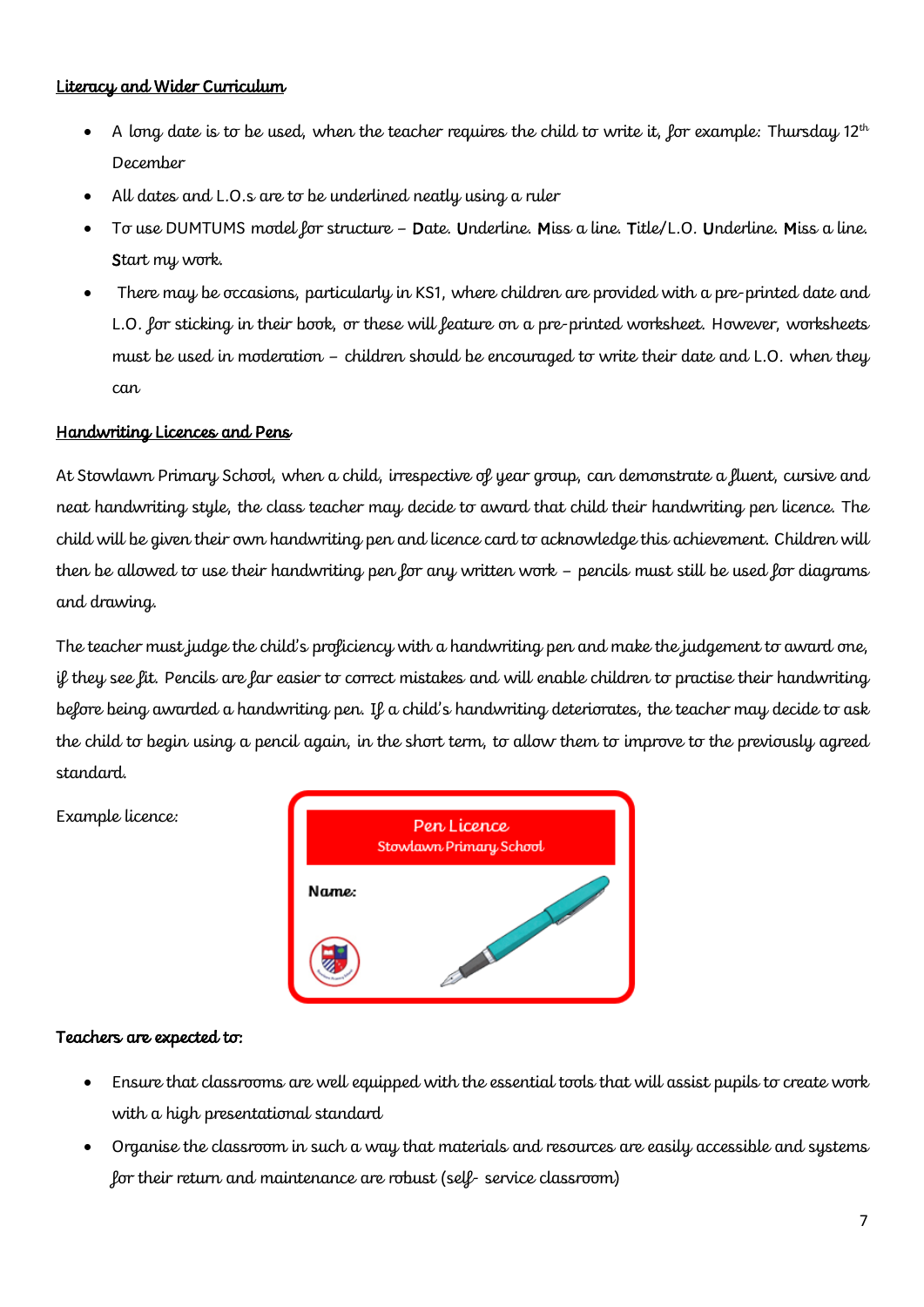**Literacy and Wider Curriculum**

- A long date is to be used, when the teacher requires the child to write it, for example: Thursday 12th December
- All dates and L.O.s are to be underlined neatly using a ruler
- To use DUMTUMS model for structure – **D**ate. **U**nderline. **M**iss a line. **T**itle/L.O. **U**nderline. **M**iss a line. **S**tart my work.
- There may be occasions, particularly in KS1, where children are provided with a pre-printed date and L.O. for sticking in their book, or these will feature on a pre-printed worksheet. However, worksheets must be used in moderation – children should be encouraged to write their date and L.O. when they can

**Handwriting Licences and Pens**

At Stowlawn Primary School, when a child, irrespective of year group, can demonstrate a fluent, cursive and neat handwriting style, the class teacher may decide to award that child their handwriting pen licence. The child will be given their own handwriting pen and licence card to acknowledge this achievement. Children will then be allowed to use their handwriting pen for any written work – pencils must still be used for diagrams and drawing.

The teacher must judge the child's proficiency with a handwriting pen and make the judgement to award one, if they see fit. Pencils are far easier to correct mistakes and will enable children to practise their handwriting before being awarded a handwriting pen. If a child's handwriting deteriorates, the teacher may decide to ask the child to begin using a pencil again, in the short term, to allow them to improve to the previously agreed standard.

Example licence:

Pen Licence
Stowlawn Primary School

**Name:**

**Teachers are expected to:**

- Ensure that classrooms are well equipped with the essential tools that will assist pupils to create work with a high presentational standard
- Organise the classroom in such a way that materials and resources are easily accessible and systems for their return and maintenance are robust (self- service classroom)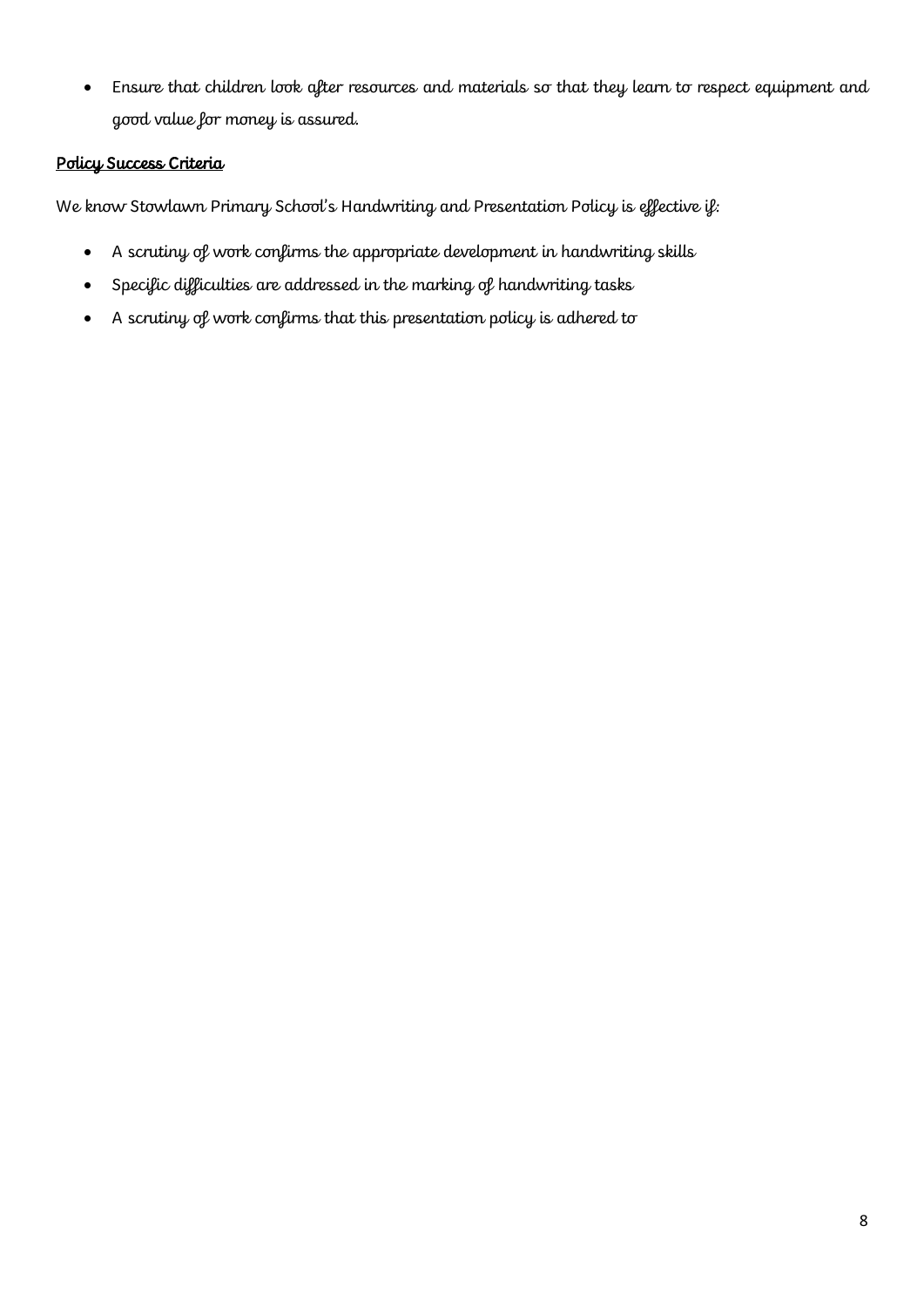- Ensure that children look after resources and materials so that they learn to respect equipment and good value for money is assured.

## Policy Success Criteria

We know Stowlawn Primary School's Handwriting and Presentation Policy is effective if:

- A scrutiny of work confirms the appropriate development in handwriting skills
- Specific difficulties are addressed in the marking of handwriting tasks
- A scrutiny of work confirms that this presentation policy is adhered to